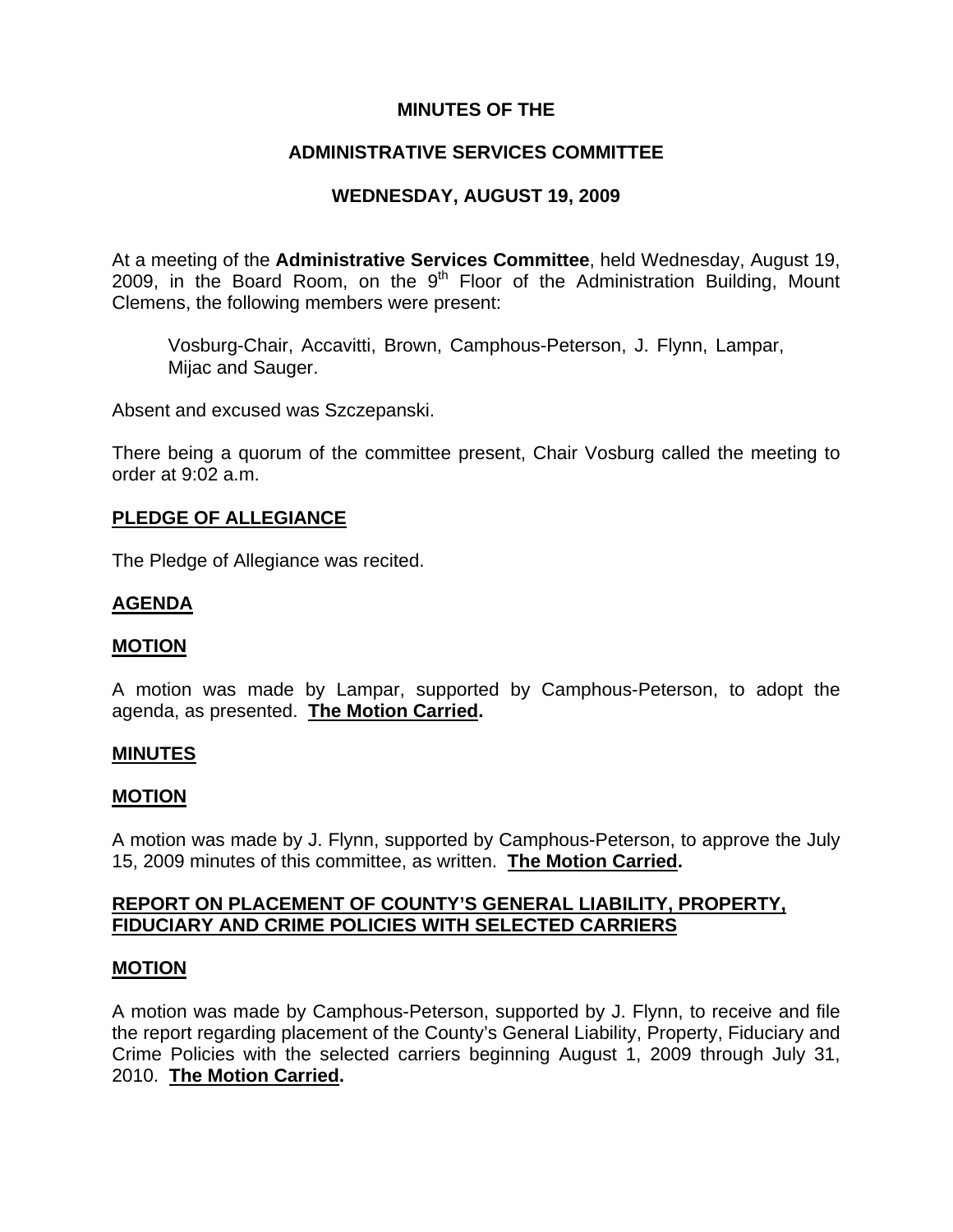# MINUTES OF THE

# ADMINISTRATIVE SERVICES COMMITTEE

# WEDNESDAY, AUGUST 19, 2009

At a meeting of the **Administrative Services Committee**, held Wednesday, August 19, 2009, in the Board Room, on the 9th Floor of the Administration Building, Mount Clemens, the following members were present:

> Vosburg-Chair, Accavitti, Brown, Camphous-Peterson, J. Flynn, Lampar, Mijac and Sauger.

Absent and excused was Szczepanski.

There being a quorum of the committee present, Chair Vosburg called the meeting to order at 9:02 a.m.

## PLEDGE OF ALLEGIANCE

The Pledge of Allegiance was recited.

## AGENDA

## MOTION

A motion was made by Lampar, supported by Camphous-Peterson, to adopt the agenda, as presented. **The Motion Carried.**

## MINUTES

## MOTION

A motion was made by J. Flynn, supported by Camphous-Peterson, to approve the July 15, 2009 minutes of this committee, as written. **The Motion Carried.**

## REPORT ON PLACEMENT OF COUNTY'S GENERAL LIABILITY, PROPERTY, FIDUCIARY AND CRIME POLICIES WITH SELECTED CARRIERS

## MOTION

A motion was made by Camphous-Peterson, supported by J. Flynn, to receive and file the report regarding placement of the County's General Liability, Property, Fiduciary and Crime Policies with the selected carriers beginning August 1, 2009 through July 31, 2010. **The Motion Carried.**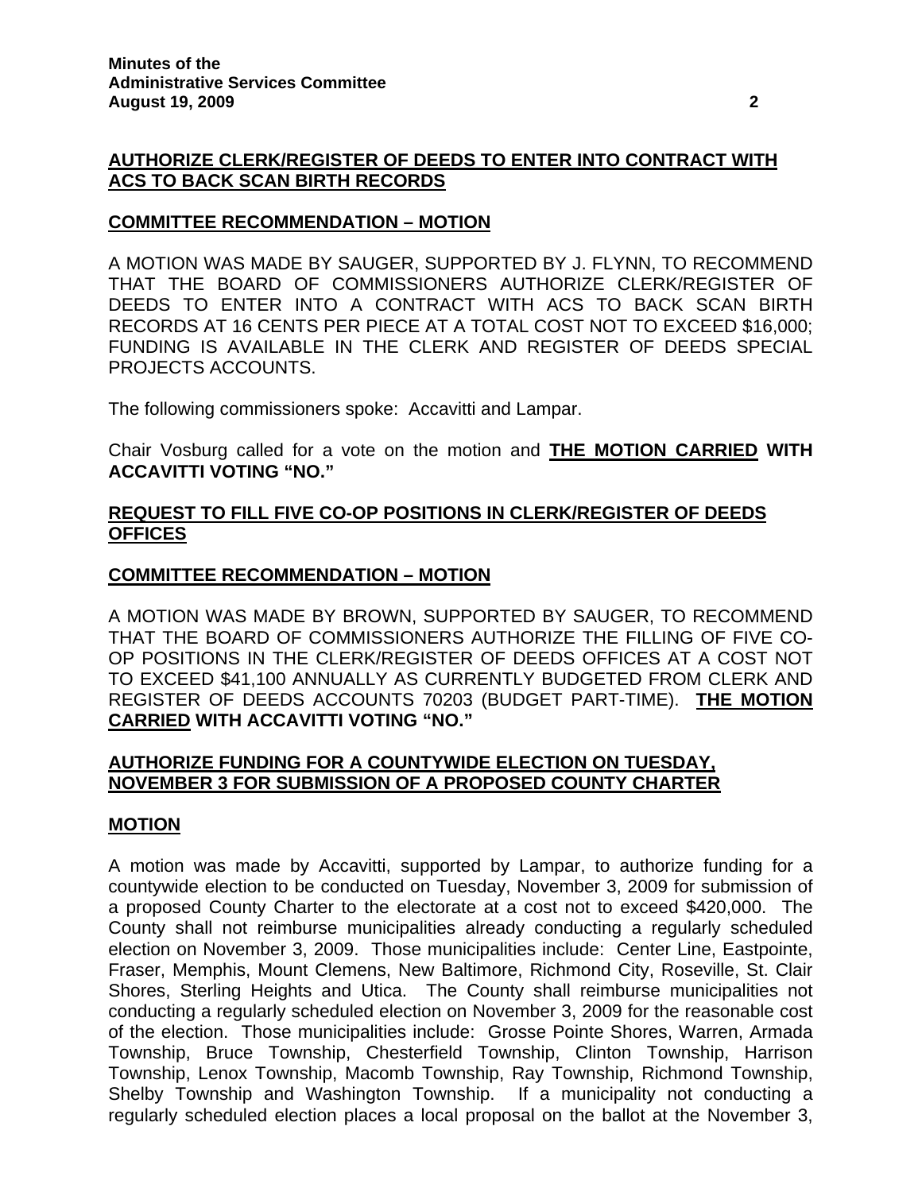**AUTHORIZE CLERK/REGISTER OF DEEDS TO ENTER INTO CONTRACT WITH ACS TO BACK SCAN BIRTH RECORDS**

**COMMITTEE RECOMMENDATION – MOTION**

A MOTION WAS MADE BY SAUGER, SUPPORTED BY J. FLYNN, TO RECOMMEND THAT THE BOARD OF COMMISSIONERS AUTHORIZE CLERK/REGISTER OF DEEDS TO ENTER INTO A CONTRACT WITH ACS TO BACK SCAN BIRTH RECORDS AT 16 CENTS PER PIECE AT A TOTAL COST NOT TO EXCEED $16,000; FUNDING IS AVAILABLE IN THE CLERK AND REGISTER OF DEEDS SPECIAL PROJECTS ACCOUNTS.

The following commissioners spoke: Accavitti and Lampar.

Chair Vosburg called for a vote on the motion and **THE MOTION CARRIED WITH ACCAVITTI VOTING "NO."**

**REQUEST TO FILL FIVE CO-OP POSITIONS IN CLERK/REGISTER OF DEEDS OFFICES**

**COMMITTEE RECOMMENDATION – MOTION**

A MOTION WAS MADE BY BROWN, SUPPORTED BY SAUGER, TO RECOMMEND THAT THE BOARD OF COMMISSIONERS AUTHORIZE THE FILLING OF FIVE CO-OP POSITIONS IN THE CLERK/REGISTER OF DEEDS OFFICES AT A COST NOT TO EXCEED $41,100 ANNUALLY AS CURRENTLY BUDGETED FROM CLERK AND REGISTER OF DEEDS ACCOUNTS 70203 (BUDGET PART-TIME). **THE MOTION CARRIED WITH ACCAVITTI VOTING "NO."**

**AUTHORIZE FUNDING FOR A COUNTYWIDE ELECTION ON TUESDAY, NOVEMBER 3 FOR SUBMISSION OF A PROPOSED COUNTY CHARTER**

**MOTION**

A motion was made by Accavitti, supported by Lampar, to authorize funding for a countywide election to be conducted on Tuesday, November 3, 2009 for submission of a proposed County Charter to the electorate at a cost not to exceed $420,000. The County shall not reimburse municipalities already conducting a regularly scheduled election on November 3, 2009. Those municipalities include: Center Line, Eastpointe, Fraser, Memphis, Mount Clemens, New Baltimore, Richmond City, Roseville, St. Clair Shores, Sterling Heights and Utica. The County shall reimburse municipalities not conducting a regularly scheduled election on November 3, 2009 for the reasonable cost of the election. Those municipalities include: Grosse Pointe Shores, Warren, Armada Township, Bruce Township, Chesterfield Township, Clinton Township, Harrison Township, Lenox Township, Macomb Township, Ray Township, Richmond Township, Shelby Township and Washington Township. If a municipality not conducting a regularly scheduled election places a local proposal on the ballot at the November 3,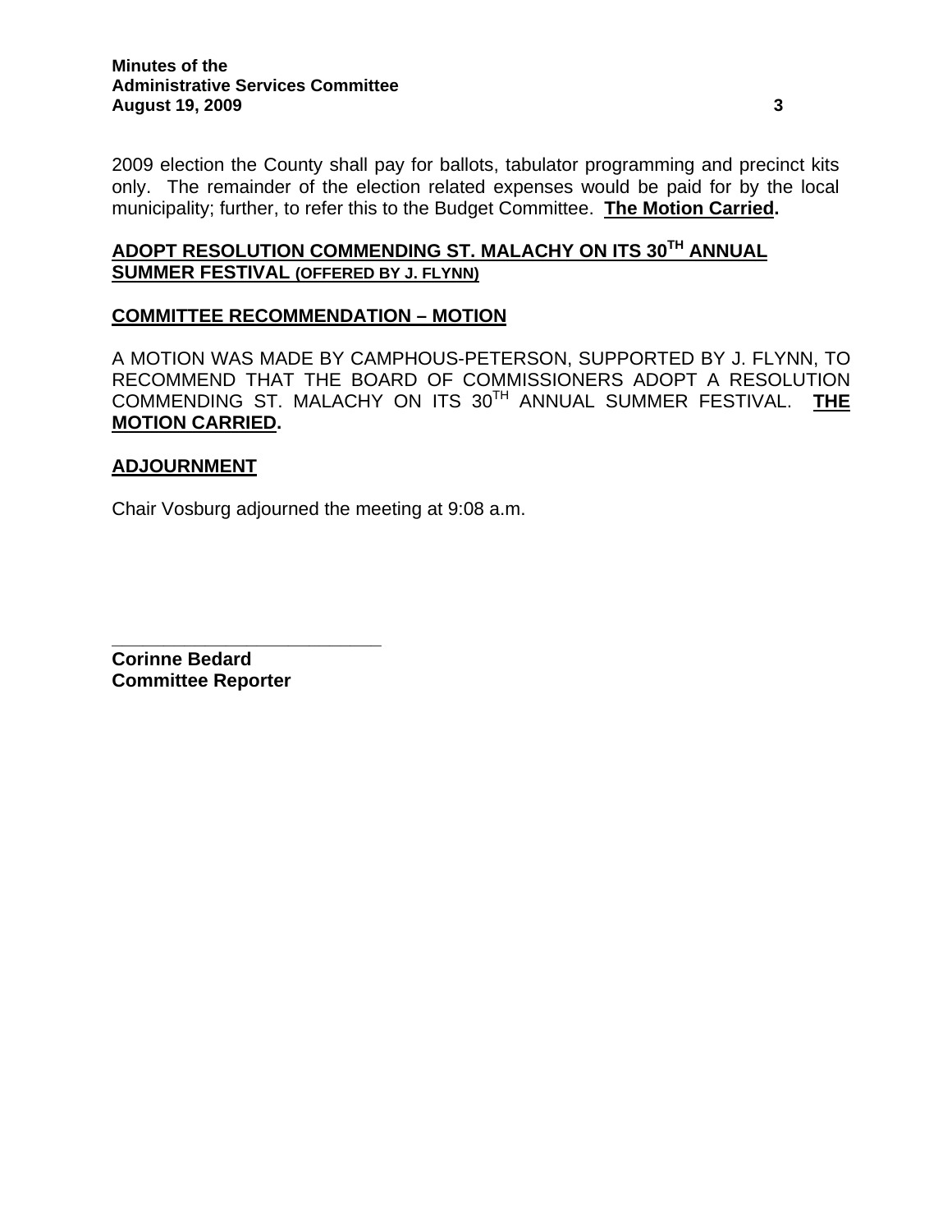2009 election the County shall pay for ballots, tabulator programming and precinct kits only. The remainder of the election related expenses would be paid for by the local municipality; further, to refer this to the Budget Committee. **The Motion Carried.**

## ADOPT RESOLUTION COMMENDING ST. MALACHY ON ITS 30TH ANNUAL SUMMER FESTIVAL (OFFERED BY J. FLYNN)

## COMMITTEE RECOMMENDATION – MOTION

A MOTION WAS MADE BY CAMPHOUS-PETERSON, SUPPORTED BY J. FLYNN, TO RECOMMEND THAT THE BOARD OF COMMISSIONERS ADOPT A RESOLUTION COMMENDING ST. MALACHY ON ITS 30TH ANNUAL SUMMER FESTIVAL. **THE MOTION CARRIED.**

## ADJOURNMENT

Chair Vosburg adjourned the meeting at 9:08 a.m.

\_\_\_\_\_\_\_\_\_\_\_\_\_\_\_\_\_\_\_\_\_\_\_\_\_\_\_\_

**Corinne Bedard**
**Committee Reporter**